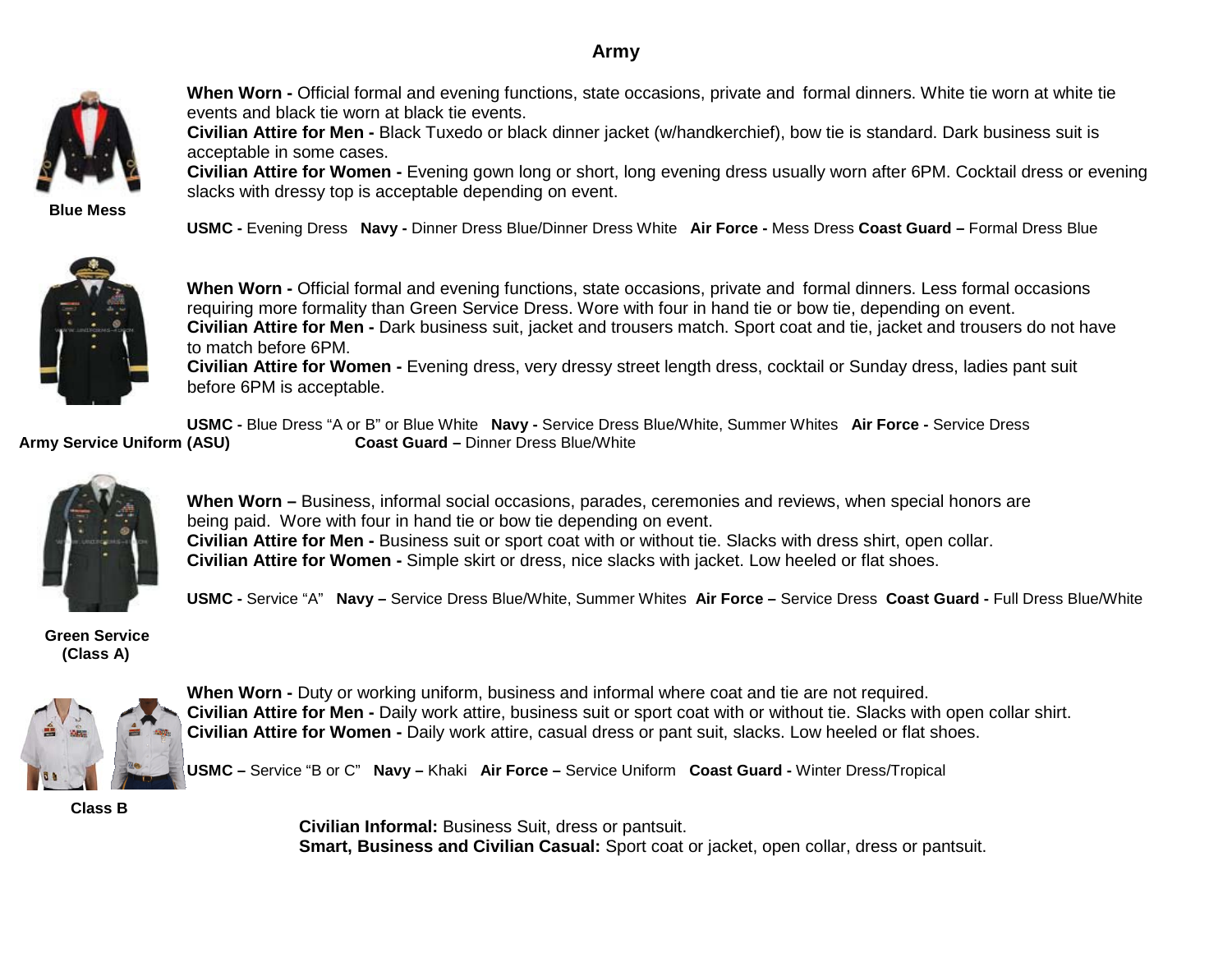# Army

**Blue Mess**

**When Worn -** Official formal and evening functions, state occasions, private and formal dinners. White tie worn at white tie events and black tie worn at black tie events.
**Civilian Attire for Men -** Black Tuxedo or black dinner jacket (w/handkerchief), bow tie is standard. Dark business suit is acceptable in some cases.
**Civilian Attire for Women -** Evening gown long or short, long evening dress usually worn after 6PM. Cocktail dress or evening slacks with dressy top is acceptable depending on event.

**USMC -** Evening Dress **Navy -** Dinner Dress Blue/Dinner Dress White **Air Force -** Mess Dress **Coast Guard –** Formal Dress Blue

**Army Service Uniform (ASU)**

**When Worn -** Official formal and evening functions, state occasions, private and formal dinners. Less formal occasions requiring more formality than Green Service Dress. Wore with four in hand tie or bow tie, depending on event.
**Civilian Attire for Men -** Dark business suit, jacket and trousers match. Sport coat and tie, jacket and trousers do not have to match before 6PM.
**Civilian Attire for Women -** Evening dress, very dressy street length dress, cocktail or Sunday dress, ladies pant suit before 6PM is acceptable.

**USMC -** Blue Dress "A or B" or Blue White **Navy -** Service Dress Blue/White, Summer Whites **Air Force -** Service Dress **Coast Guard –** Dinner Dress Blue/White

**Green Service (Class A)**

**When Worn –** Business, informal social occasions, parades, ceremonies and reviews, when special honors are being paid. Wore with four in hand tie or bow tie depending on event.
**Civilian Attire for Men -** Business suit or sport coat with or without tie. Slacks with dress shirt, open collar.
**Civilian Attire for Women -** Simple skirt or dress, nice slacks with jacket. Low heeled or flat shoes.

**USMC -** Service "A" **Navy –** Service Dress Blue/White, Summer Whites **Air Force –** Service Dress **Coast Guard -** Full Dress Blue/White

**Class B**

**When Worn -** Duty or working uniform, business and informal where coat and tie are not required.
**Civilian Attire for Men -** Daily work attire, business suit or sport coat with or without tie. Slacks with open collar shirt.
**Civilian Attire for Women -** Daily work attire, casual dress or pant suit, slacks. Low heeled or flat shoes.

**USMC –** Service "B or C" **Navy –** Khaki **Air Force –** Service Uniform **Coast Guard -** Winter Dress/Tropical

**Civilian Informal:** Business Suit, dress or pantsuit.
**Smart, Business and Civilian Casual:** Sport coat or jacket, open collar, dress or pantsuit.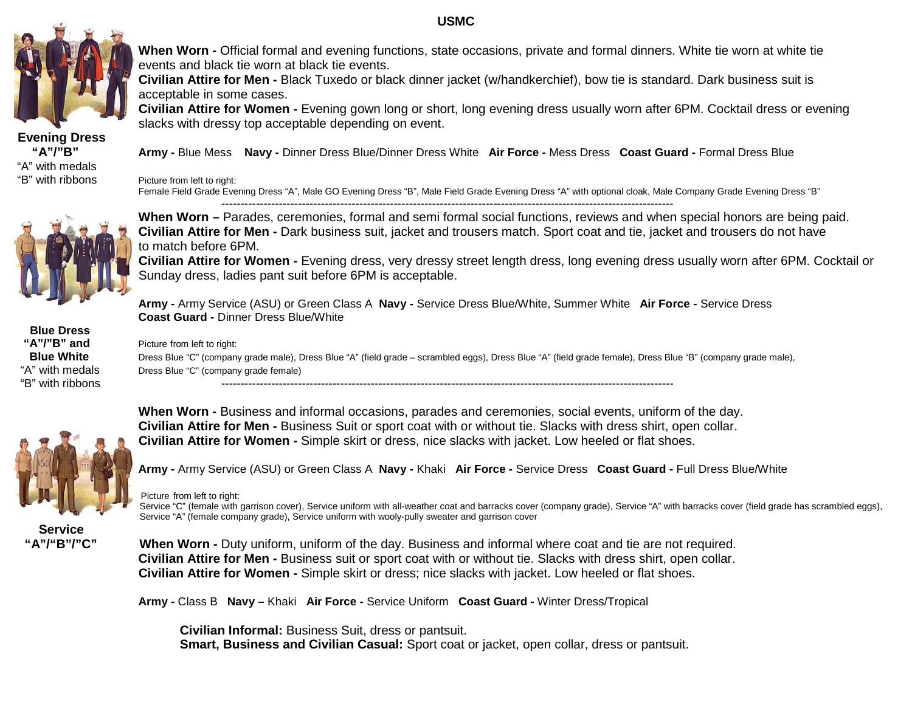# USMC

## Evening Dress "A"/"B"

"A" with medals
"B" with ribbons

**When Worn -** Official formal and evening functions, state occasions, private and formal dinners. White tie worn at white tie events and black tie worn at black tie events.
**Civilian Attire for Men -** Black Tuxedo or black dinner jacket (w/handkerchief), bow tie is standard. Dark business suit is acceptable in some cases.
**Civilian Attire for Women -** Evening gown long or short, long evening dress usually worn after 6PM. Cocktail dress or evening slacks with dressy top acceptable depending on event.

**Army -** Blue Mess **Navy -** Dinner Dress Blue/Dinner Dress White **Air Force -** Mess Dress **Coast Guard -** Formal Dress Blue

Picture from left to right:
Female Field Grade Evening Dress "A", Male GO Evening Dress "B", Male Field Grade Evening Dress "A" with optional cloak, Male Company Grade Evening Dress "B"

---

## Blue Dress "A"/"B" and Blue White

"A" with medals
"B" with ribbons

**When Worn –** Parades, ceremonies, formal and semi formal social functions, reviews and when special honors are being paid.
**Civilian Attire for Men -** Dark business suit, jacket and trousers match. Sport coat and tie, jacket and trousers do not have to match before 6PM.
**Civilian Attire for Women -** Evening dress, very dressy street length dress, long evening dress usually worn after 6PM. Cocktail or Sunday dress, ladies pant suit before 6PM is acceptable.

**Army -** Army Service (ASU) or Green Class A **Navy -** Service Dress Blue/White, Summer White **Air Force -** Service Dress
**Coast Guard -** Dinner Dress Blue/White

Picture from left to right:
Dress Blue "C" (company grade male), Dress Blue "A" (field grade – scrambled eggs), Dress Blue "A" (field grade female), Dress Blue "B" (company grade male), Dress Blue "C" (company grade female)

---

## Service "A"/"B"/"C"

**When Worn -** Business and informal occasions, parades and ceremonies, social events, uniform of the day.
**Civilian Attire for Men -** Business Suit or sport coat with or without tie. Slacks with dress shirt, open collar.
**Civilian Attire for Women -** Simple skirt or dress, nice slacks with jacket. Low heeled or flat shoes.

**Army -** Army Service (ASU) or Green Class A **Navy -** Khaki **Air Force -** Service Dress **Coast Guard -** Full Dress Blue/White

Picture from left to right:
Service "C" (female with garrison cover), Service uniform with all-weather coat and barracks cover (company grade), Service "A" with barracks cover (field grade has scrambled eggs), Service "A" (female company grade), Service uniform with wooly-pully sweater and garrison cover

**When Worn -** Duty uniform, uniform of the day. Business and informal where coat and tie are not required.
**Civilian Attire for Men -** Business suit or sport coat with or without tie. Slacks with dress shirt, open collar.
**Civilian Attire for Women -** Simple skirt or dress; nice slacks with jacket. Low heeled or flat shoes.

**Army -** Class B **Navy –** Khaki **Air Force -** Service Uniform **Coast Guard -** Winter Dress/Tropical

**Civilian Informal:** Business Suit, dress or pantsuit.
**Smart, Business and Civilian Casual:** Sport coat or jacket, open collar, dress or pantsuit.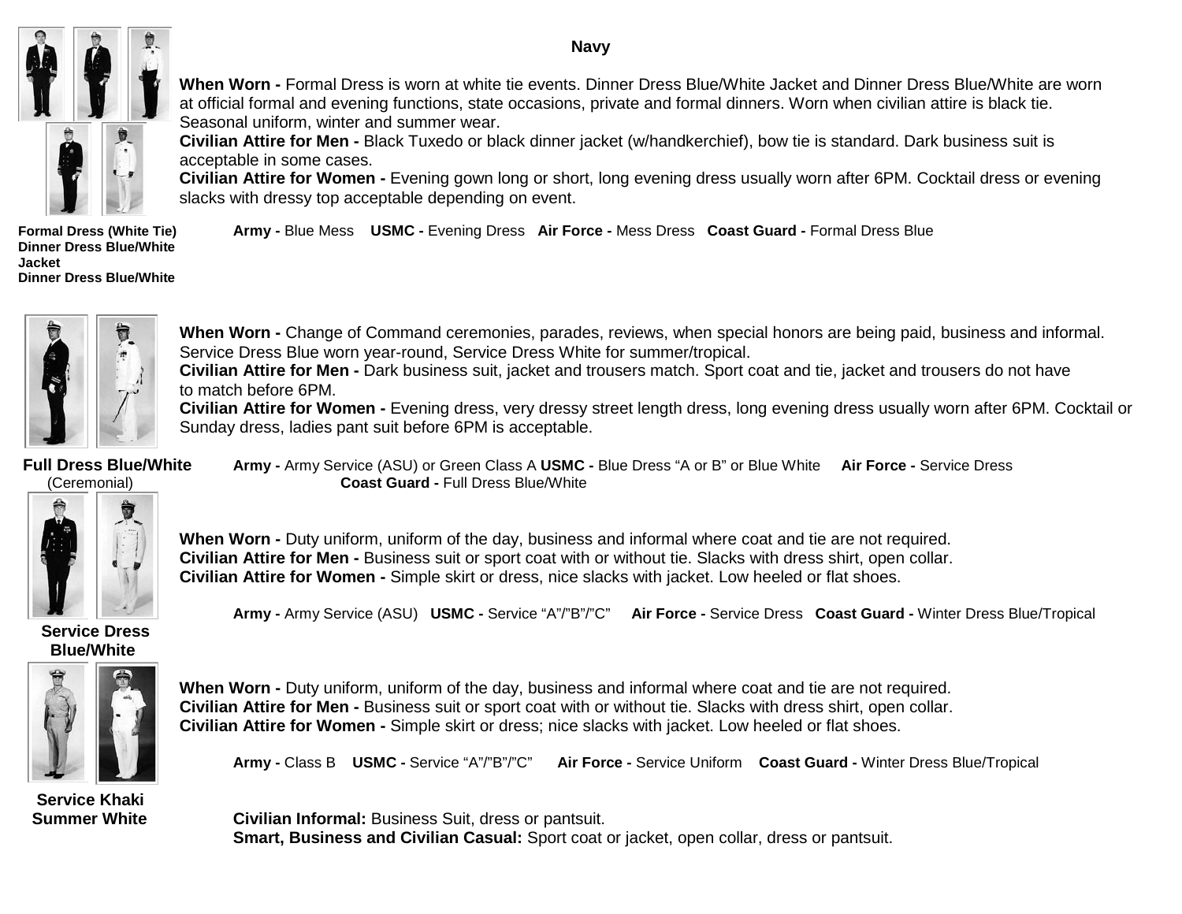# Navy

## Formal Dress (White Tie)
## Dinner Dress Blue/White Jacket
## Dinner Dress Blue/White

**When Worn -** Formal Dress is worn at white tie events. Dinner Dress Blue/White Jacket and Dinner Dress Blue/White are worn at official formal and evening functions, state occasions, private and formal dinners. Worn when civilian attire is black tie. Seasonal uniform, winter and summer wear.

**Civilian Attire for Men -** Black Tuxedo or black dinner jacket (w/handkerchief), bow tie is standard. Dark business suit is acceptable in some cases.

**Civilian Attire for Women -** Evening gown long or short, long evening dress usually worn after 6PM. Cocktail dress or evening slacks with dressy top acceptable depending on event.

**Army -** Blue Mess **USMC -** Evening Dress **Air Force -** Mess Dress **Coast Guard -** Formal Dress Blue

## Full Dress Blue/White (Ceremonial)

**When Worn -** Change of Command ceremonies, parades, reviews, when special honors are being paid, business and informal. Service Dress Blue worn year-round, Service Dress White for summer/tropical.

**Civilian Attire for Men -** Dark business suit, jacket and trousers match. Sport coat and tie, jacket and trousers do not have to match before 6PM.

**Civilian Attire for Women -** Evening dress, very dressy street length dress, long evening dress usually worn after 6PM. Cocktail or Sunday dress, ladies pant suit before 6PM is acceptable.

**Army -** Army Service (ASU) or Green Class A **USMC -** Blue Dress "A or B" or Blue White **Air Force -** Service Dress **Coast Guard -** Full Dress Blue/White

## Service Dress Blue/White

**When Worn -** Duty uniform, uniform of the day, business and informal where coat and tie are not required.

**Civilian Attire for Men -** Business suit or sport coat with or without tie. Slacks with dress shirt, open collar.

**Civilian Attire for Women -** Simple skirt or dress, nice slacks with jacket. Low heeled or flat shoes.

**Army -** Army Service (ASU) **USMC -** Service "A"/"B"/"C" **Air Force -** Service Dress **Coast Guard -** Winter Dress Blue/Tropical

## Service Khaki
## Summer White

**When Worn -** Duty uniform, uniform of the day, business and informal where coat and tie are not required.

**Civilian Attire for Men -** Business suit or sport coat with or without tie. Slacks with dress shirt, open collar.

**Civilian Attire for Women -** Simple skirt or dress; nice slacks with jacket. Low heeled or flat shoes.

**Army -** Class B **USMC -** Service "A"/"B"/"C" **Air Force -** Service Uniform **Coast Guard -** Winter Dress Blue/Tropical

**Civilian Informal:** Business Suit, dress or pantsuit.

**Smart, Business and Civilian Casual:** Sport coat or jacket, open collar, dress or pantsuit.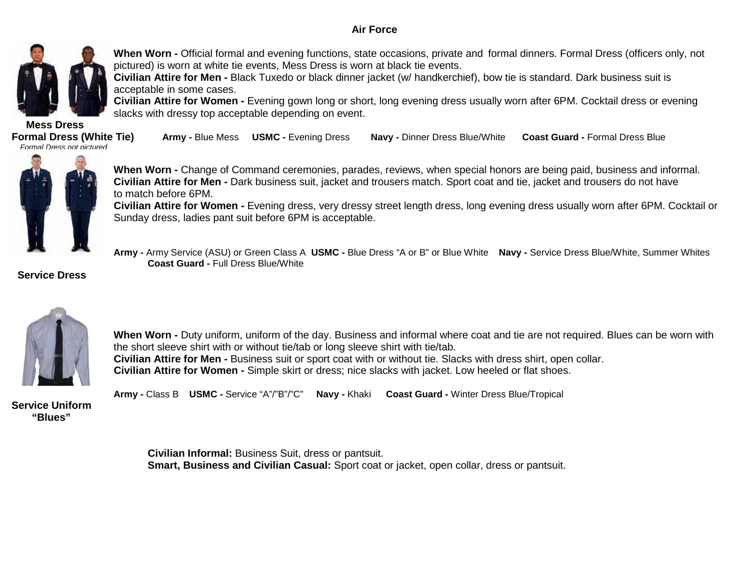# Air Force

**Mess Dress**
**Formal Dress (White Tie)**
*Formal Dress not pictured*

**When Worn -** Official formal and evening functions, state occasions, private and formal dinners. Formal Dress (officers only, not pictured) is worn at white tie events, Mess Dress is worn at black tie events.
**Civilian Attire for Men -** Black Tuxedo or black dinner jacket (w/ handkerchief), bow tie is standard. Dark business suit is acceptable in some cases.
**Civilian Attire for Women -** Evening gown long or short, long evening dress usually worn after 6PM. Cocktail dress or evening slacks with dressy top acceptable depending on event.

**Army -** Blue Mess **USMC -** Evening Dress **Navy -** Dinner Dress Blue/White **Coast Guard -** Formal Dress Blue

**Service Dress**

**When Worn -** Change of Command ceremonies, parades, reviews, when special honors are being paid, business and informal.
**Civilian Attire for Men -** Dark business suit, jacket and trousers match. Sport coat and tie, jacket and trousers do not have to match before 6PM.
**Civilian Attire for Women -** Evening dress, very dressy street length dress, long evening dress usually worn after 6PM. Cocktail or Sunday dress, ladies pant suit before 6PM is acceptable.

**Army -** Army Service (ASU) or Green Class A **USMC -** Blue Dress "A or B" or Blue White **Navy -** Service Dress Blue/White, Summer Whites **Coast Guard -** Full Dress Blue/White

**Service Uniform "Blues"**

**When Worn -** Duty uniform, uniform of the day. Business and informal where coat and tie are not required. Blues can be worn with the short sleeve shirt with or without tie/tab or long sleeve shirt with tie/tab.
**Civilian Attire for Men -** Business suit or sport coat with or without tie. Slacks with dress shirt, open collar.
**Civilian Attire for Women -** Simple skirt or dress; nice slacks with jacket. Low heeled or flat shoes.

**Army -** Class B **USMC -** Service "A"/"B"/"C" **Navy -** Khaki **Coast Guard -** Winter Dress Blue/Tropical

**Civilian Informal:** Business Suit, dress or pantsuit.
**Smart, Business and Civilian Casual:** Sport coat or jacket, open collar, dress or pantsuit.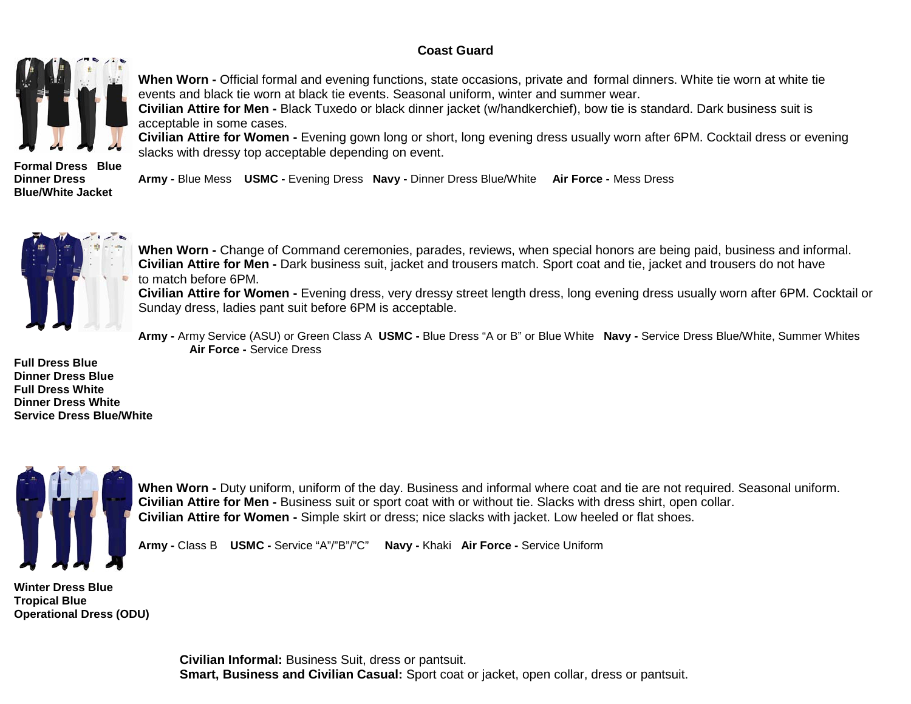## Coast Guard

**Formal Dress Blue**
**Dinner Dress Blue/White Jacket**

**When Worn -** Official formal and evening functions, state occasions, private and formal dinners. White tie worn at white tie events and black tie worn at black tie events. Seasonal uniform, winter and summer wear.
**Civilian Attire for Men -** Black Tuxedo or black dinner jacket (w/handkerchief), bow tie is standard. Dark business suit is acceptable in some cases.
**Civilian Attire for Women -** Evening gown long or short, long evening dress usually worn after 6PM. Cocktail dress or evening slacks with dressy top acceptable depending on event.

**Army -** Blue Mess **USMC -** Evening Dress **Navy -** Dinner Dress Blue/White **Air Force -** Mess Dress

**Full Dress Blue**
**Dinner Dress Blue**
**Full Dress White**
**Dinner Dress White**
**Service Dress Blue/White**

**When Worn -** Change of Command ceremonies, parades, reviews, when special honors are being paid, business and informal.
**Civilian Attire for Men -** Dark business suit, jacket and trousers match. Sport coat and tie, jacket and trousers do not have to match before 6PM.
**Civilian Attire for Women -** Evening dress, very dressy street length dress, long evening dress usually worn after 6PM. Cocktail or Sunday dress, ladies pant suit before 6PM is acceptable.

**Army -** Army Service (ASU) or Green Class A **USMC -** Blue Dress "A or B" or Blue White **Navy -** Service Dress Blue/White, Summer Whites **Air Force -** Service Dress

**Winter Dress Blue**
**Tropical Blue**
**Operational Dress (ODU)**

**When Worn -** Duty uniform, uniform of the day. Business and informal where coat and tie are not required. Seasonal uniform.
**Civilian Attire for Men -** Business suit or sport coat with or without tie. Slacks with dress shirt, open collar.
**Civilian Attire for Women -** Simple skirt or dress; nice slacks with jacket. Low heeled or flat shoes.

**Army -** Class B **USMC -** Service "A"/"B"/"C" **Navy -** Khaki **Air Force -** Service Uniform

**Civilian Informal:** Business Suit, dress or pantsuit.
**Smart, Business and Civilian Casual:** Sport coat or jacket, open collar, dress or pantsuit.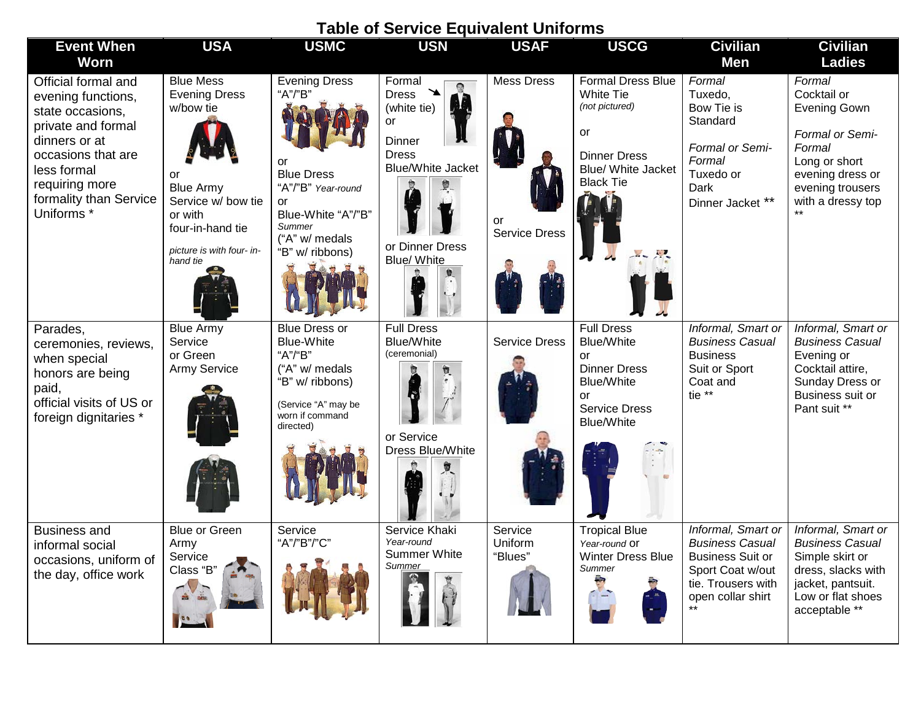## Table of Service Equivalent Uniforms

| Event When Worn | USA | USMC | USN | USAF | USCG | Civilian Men | Civilian Ladies |
|---|---|---|---|---|---|---|---|
| Official formal and evening functions, state occasions, private and formal dinners or at occasions that are less formal requiring more formality than Service Uniforms * | Blue Mess Evening Dress w/bow tie or Blue Army Service w/ bow tie or with four-in-hand tie *picture is with four- in-hand tie* | Evening Dress "A"/"B" or Blue Dress "A"/"B" *Year-round* or Blue-White "A"/"B" *Summer* ("A" w/ medals "B" w/ ribbons) | Formal Dress (white tie) or Dinner Dress Blue/White Jacket or Dinner Dress Blue/ White | Mess Dress or Service Dress | Formal Dress Blue White Tie *(not pictured)* or Dinner Dress Blue/ White Jacket Black Tie | *Formal* Tuxedo, Bow Tie is Standard *Formal or Semi-Formal* Tuxedo or Dark Dinner Jacket ** | *Formal* Cocktail or Evening Gown *Formal or Semi-Formal* Long or short evening dress or evening trousers with a dressy top ** |
| Parades, ceremonies, reviews, when special honors are being paid, official visits of US or foreign dignitaries * | Blue Army Service or Green Army Service | Blue Dress or Blue-White "A"/"B" ("A" w/ medals "B" w/ ribbons) (Service "A" may be worn if command directed) | Full Dress Blue/White (ceremonial) or Service Dress Blue/White | Service Dress | Full Dress Blue/White or Dinner Dress Blue/White or Service Dress Blue/White | *Informal, Smart or Business Casual* Business Suit or Sport Coat and tie ** | *Informal, Smart or Business Casual* Evening or Cocktail attire, Sunday Dress or Business suit or Pant suit ** |
| Business and informal social occasions, uniform of the day, office work | Blue or Green Army Service Class "B" | Service "A"/"B"/"C" | Service Khaki *Year-round* Summer White *Summer* | Service Uniform "Blues" | Tropical Blue *Year-round* or Winter Dress Blue *Summer* | *Informal, Smart or Business Casual* Business Suit or Sport Coat w/out tie. Trousers with open collar shirt ** | *Informal, Smart or Business Casual* Simple skirt or dress, slacks with jacket, pantsuit. Low or flat shoes acceptable ** |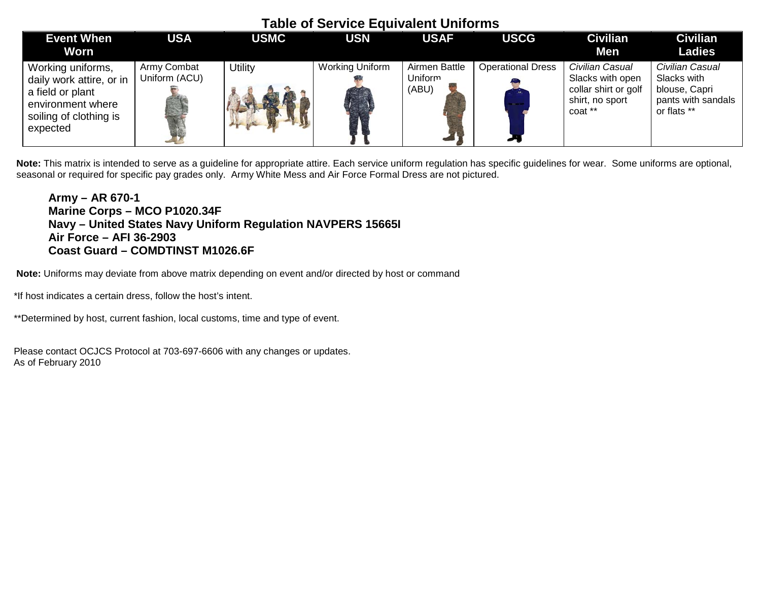# Table of Service Equivalent Uniforms

| Event When Worn | USA | USMC | USN | USAF | USCG | Civilian Men | Civilian Ladies |
|---|---|---|---|---|---|---|---|
| Working uniforms, daily work attire, or in a field or plant environment where soiling of clothing is expected | Army Combat Uniform (ACU) | Utility | Working Uniform | Airmen Battle Uniform (ABU) | Operational Dress | *Civilian Casual* Slacks with open collar shirt or golf shirt, no sport coat ** | *Civilian Casual* Slacks with blouse, Capri pants with sandals or flats ** |

**Note:** This matrix is intended to serve as a guideline for appropriate attire. Each service uniform regulation has specific guidelines for wear. Some uniforms are optional, seasonal or required for specific pay grades only. Army White Mess and Air Force Formal Dress are not pictured.

**Army – AR 670-1**
**Marine Corps – MCO P1020.34F**
**Navy – United States Navy Uniform Regulation NAVPERS 15665I**
**Air Force – AFI 36-2903**
**Coast Guard – COMDTINST M1026.6F**

**Note:** Uniforms may deviate from above matrix depending on event and/or directed by host or command

*If host indicates a certain dress, follow the host's intent.

**Determined by host, current fashion, local customs, time and type of event.

Please contact OCJCS Protocol at 703-697-6606 with any changes or updates.
As of February 2010